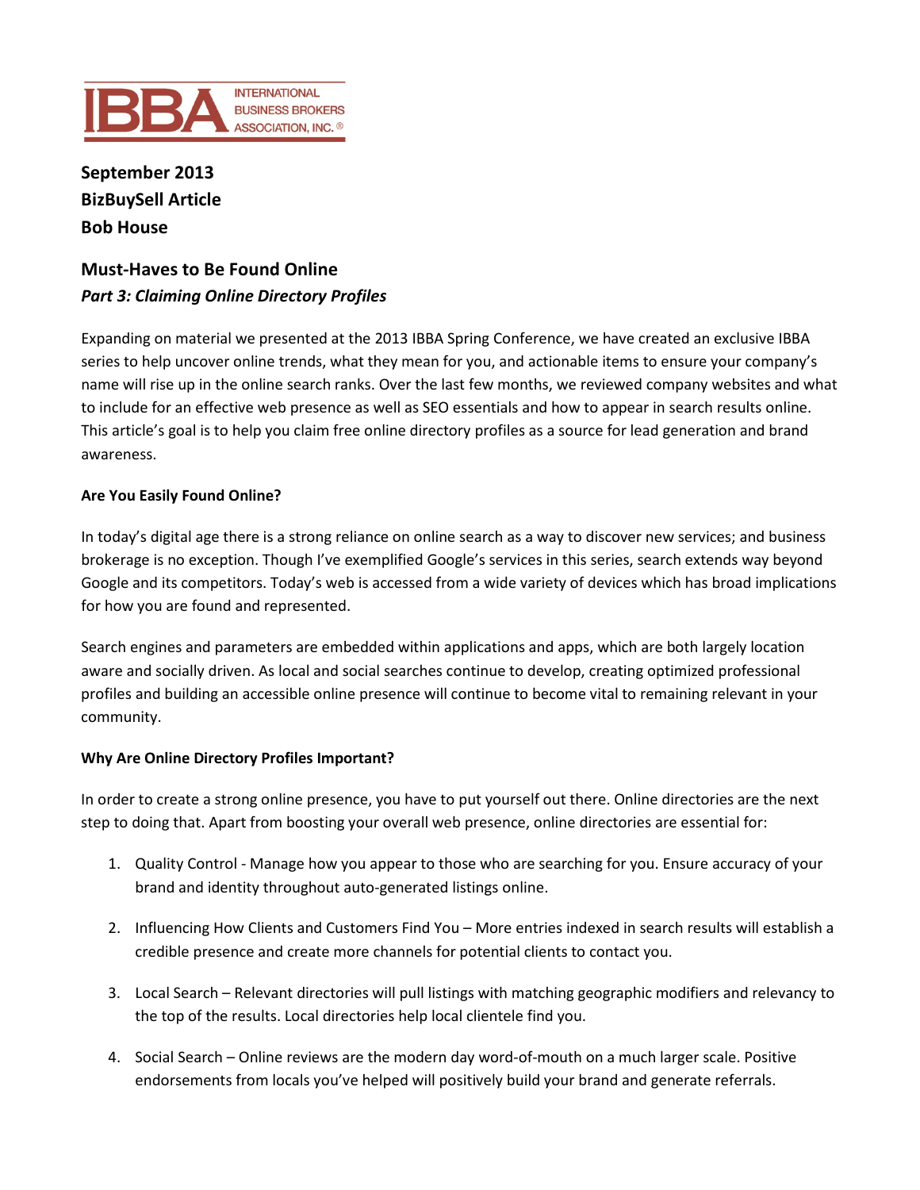IBBA INTERNATIONAL BUSINESS BROKERS ASSOCIATION, INC.®

**September 2013**
**BizBuySell Article**
**Bob House**

## Must-Haves to Be Found Online
### *Part 3: Claiming Online Directory Profiles*

Expanding on material we presented at the 2013 IBBA Spring Conference, we have created an exclusive IBBA series to help uncover online trends, what they mean for you, and actionable items to ensure your company's name will rise up in the online search ranks. Over the last few months, we reviewed company websites and what to include for an effective web presence as well as SEO essentials and how to appear in search results online. This article's goal is to help you claim free online directory profiles as a source for lead generation and brand awareness.

**Are You Easily Found Online?**

In today's digital age there is a strong reliance on online search as a way to discover new services; and business brokerage is no exception. Though I've exemplified Google's services in this series, search extends way beyond Google and its competitors. Today's web is accessed from a wide variety of devices which has broad implications for how you are found and represented.

Search engines and parameters are embedded within applications and apps, which are both largely location aware and socially driven. As local and social searches continue to develop, creating optimized professional profiles and building an accessible online presence will continue to become vital to remaining relevant in your community.

**Why Are Online Directory Profiles Important?**

In order to create a strong online presence, you have to put yourself out there. Online directories are the next step to doing that. Apart from boosting your overall web presence, online directories are essential for:

1. Quality Control - Manage how you appear to those who are searching for you. Ensure accuracy of your brand and identity throughout auto-generated listings online.

2. Influencing How Clients and Customers Find You – More entries indexed in search results will establish a credible presence and create more channels for potential clients to contact you.

3. Local Search – Relevant directories will pull listings with matching geographic modifiers and relevancy to the top of the results. Local directories help local clientele find you.

4. Social Search – Online reviews are the modern day word-of-mouth on a much larger scale. Positive endorsements from locals you've helped will positively build your brand and generate referrals.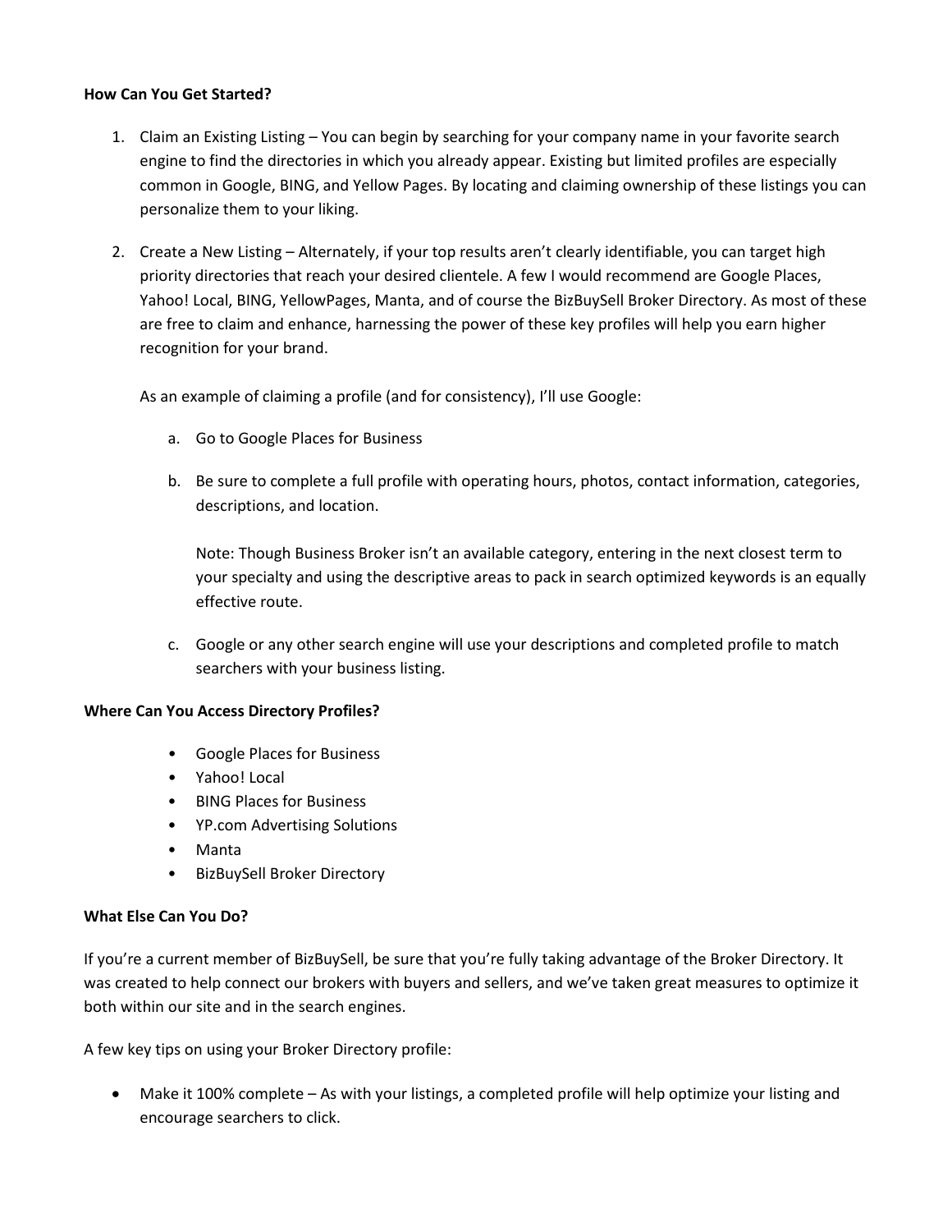**How Can You Get Started?**

1. Claim an Existing Listing – You can begin by searching for your company name in your favorite search engine to find the directories in which you already appear. Existing but limited profiles are especially common in Google, BING, and Yellow Pages. By locating and claiming ownership of these listings you can personalize them to your liking.

2. Create a New Listing – Alternately, if your top results aren't clearly identifiable, you can target high priority directories that reach your desired clientele. A few I would recommend are Google Places, Yahoo! Local, BING, YellowPages, Manta, and of course the BizBuySell Broker Directory. As most of these are free to claim and enhance, harnessing the power of these key profiles will help you earn higher recognition for your brand.

   As an example of claiming a profile (and for consistency), I'll use Google:

   a. Go to Google Places for Business

   b. Be sure to complete a full profile with operating hours, photos, contact information, categories, descriptions, and location.

      Note: Though Business Broker isn't an available category, entering in the next closest term to your specialty and using the descriptive areas to pack in search optimized keywords is an equally effective route.

   c. Google or any other search engine will use your descriptions and completed profile to match searchers with your business listing.

**Where Can You Access Directory Profiles?**

- Google Places for Business
- Yahoo! Local
- BING Places for Business
- YP.com Advertising Solutions
- Manta
- BizBuySell Broker Directory

**What Else Can You Do?**

If you're a current member of BizBuySell, be sure that you're fully taking advantage of the Broker Directory. It was created to help connect our brokers with buyers and sellers, and we've taken great measures to optimize it both within our site and in the search engines.

A few key tips on using your Broker Directory profile:

- Make it 100% complete – As with your listings, a completed profile will help optimize your listing and encourage searchers to click.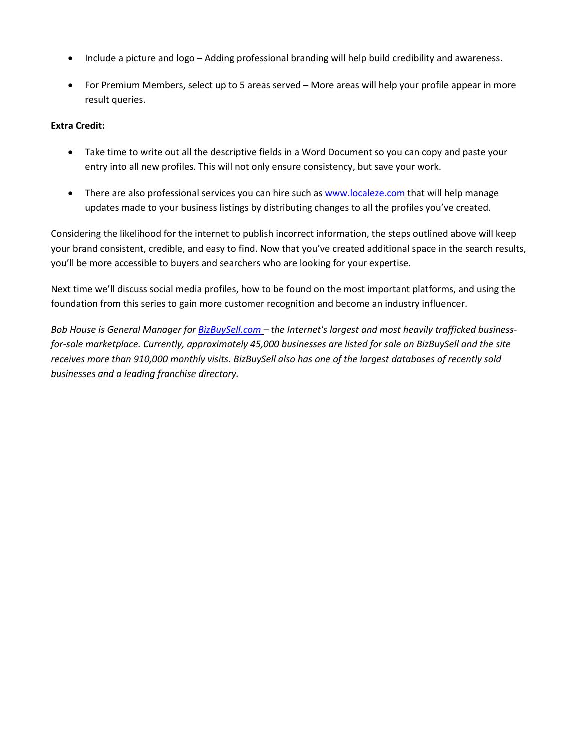- Include a picture and logo – Adding professional branding will help build credibility and awareness.

- For Premium Members, select up to 5 areas served – More areas will help your profile appear in more result queries.

**Extra Credit:**

- Take time to write out all the descriptive fields in a Word Document so you can copy and paste your entry into all new profiles. This will not only ensure consistency, but save your work.

- There are also professional services you can hire such as [www.localeze.com](http://www.localeze.com) that will help manage updates made to your business listings by distributing changes to all the profiles you've created.

Considering the likelihood for the internet to publish incorrect information, the steps outlined above will keep your brand consistent, credible, and easy to find. Now that you've created additional space in the search results, you'll be more accessible to buyers and searchers who are looking for your expertise.

Next time we'll discuss social media profiles, how to be found on the most important platforms, and using the foundation from this series to gain more customer recognition and become an industry influencer.

*Bob House is General Manager for [BizBuySell.com](http://BizBuySell.com) – the Internet's largest and most heavily trafficked business-for-sale marketplace. Currently, approximately 45,000 businesses are listed for sale on BizBuySell and the site receives more than 910,000 monthly visits. BizBuySell also has one of the largest databases of recently sold businesses and a leading franchise directory.*